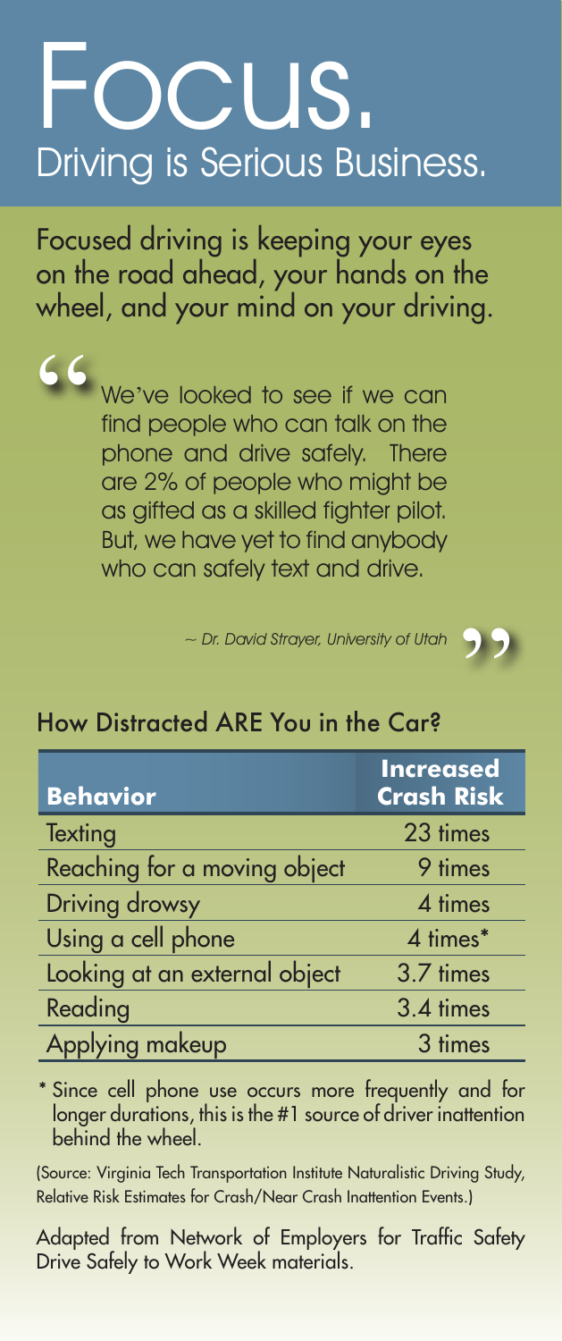# Focus.

## Driving is Serious Business.

Focused driving is keeping your eyes on the road ahead, your hands on the wheel, and your mind on your driving.

> "We've looked to see if we can find people who can talk on the phone and drive safely. There are 2% of people who might be as gifted as a skilled fighter pilot. But, we have yet to find anybody who can safely text and drive."
>
> *~ Dr. David Strayer, University of Utah*

### How Distracted ARE You in the Car?

| Behavior | Increased Crash Risk |
| --- | --- |
| Texting | 23 times |
| Reaching for a moving object | 9 times |
| Driving drowsy | 4 times |
| Using a cell phone | 4 times* |
| Looking at an external object | 3.7 times |
| Reading | 3.4 times |
| Applying makeup | 3 times |

* Since cell phone use occurs more frequently and for longer durations, this is the #1 source of driver inattention behind the wheel.

(Source: Virginia Tech Transportation Institute Naturalistic Driving Study, Relative Risk Estimates for Crash/Near Crash Inattention Events.)

Adapted from Network of Employers for Traffic Safety Drive Safely to Work Week materials.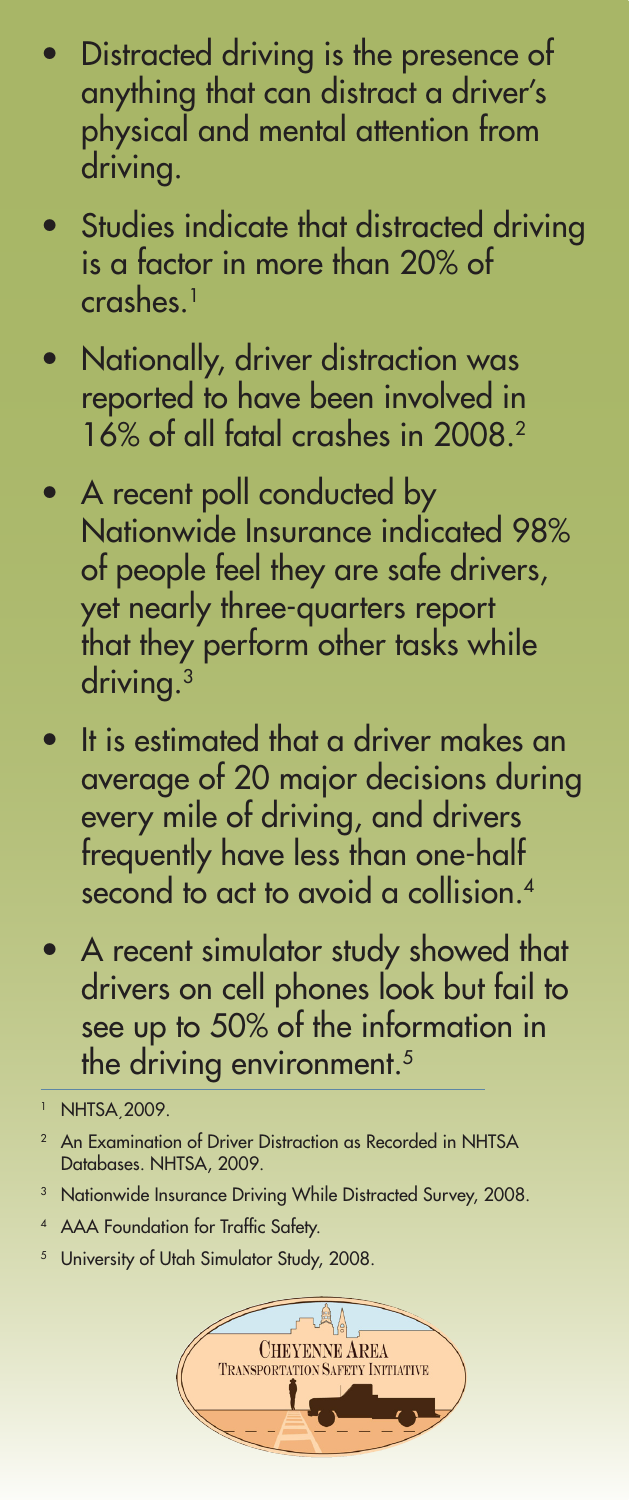- Distracted driving is the presence of anything that can distract a driver's physical and mental attention from driving.
- Studies indicate that distracted driving is a factor in more than 20% of crashes.[1]
- Nationally, driver distraction was reported to have been involved in 16% of all fatal crashes in 2008.[2]
- A recent poll conducted by Nationwide Insurance indicated 98% of people feel they are safe drivers, yet nearly three-quarters report that they perform other tasks while driving.[3]
- It is estimated that a driver makes an average of 20 major decisions during every mile of driving, and drivers frequently have less than one-half second to act to avoid a collision.[4]
- A recent simulator study showed that drivers on cell phones look but fail to see up to 50% of the information in the driving environment.[5]

---

[1] NHTSA, 2009.

[2] An Examination of Driver Distraction as Recorded in NHTSA Databases. NHTSA, 2009.

[3] Nationwide Insurance Driving While Distracted Survey, 2008.

[4] AAA Foundation for Traffic Safety.

[5] University of Utah Simulator Study, 2008.

Cheyenne Area Transportation Safety Initiative